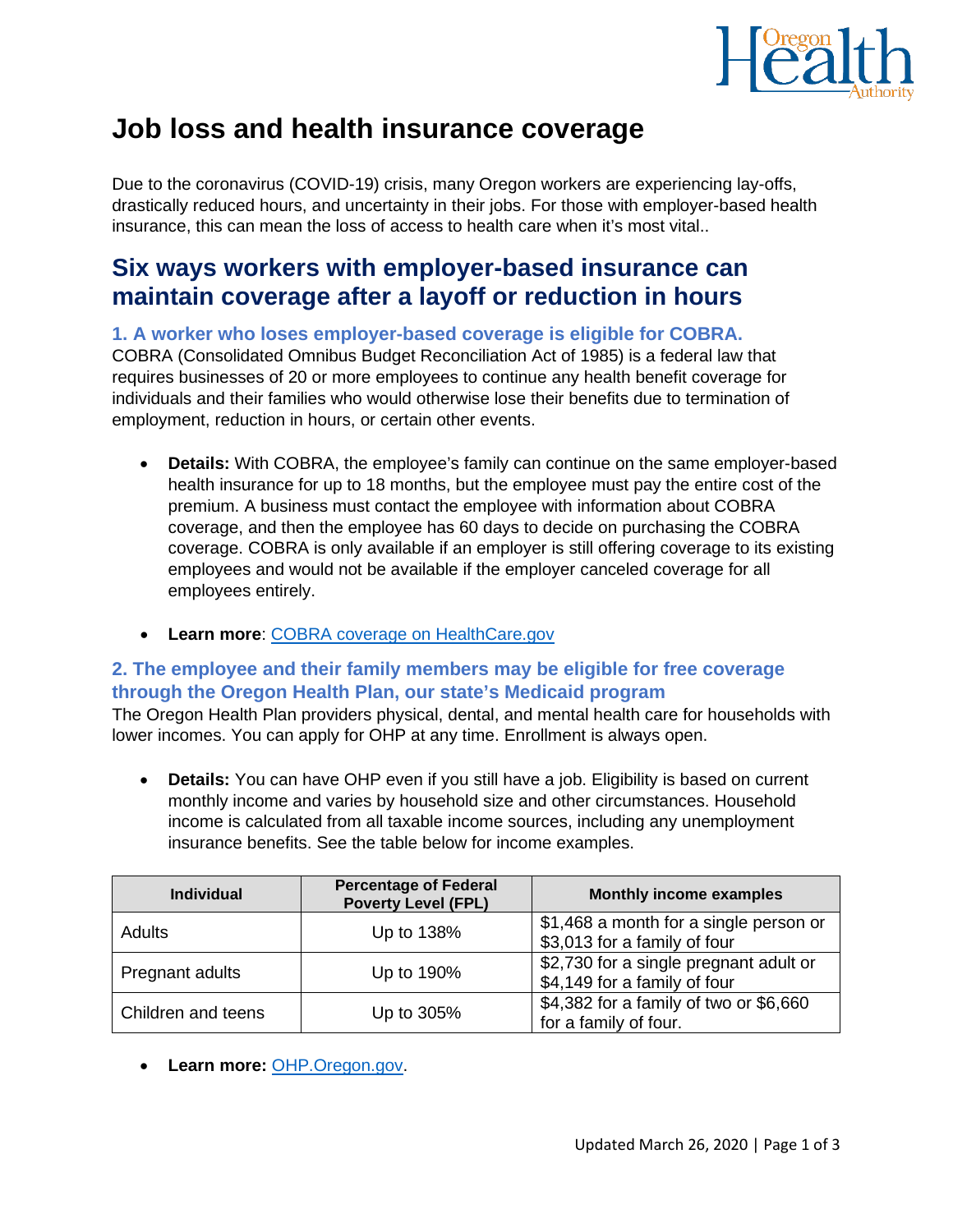# Job loss and health insurance coverage

Due to the coronavirus (COVID-19) crisis, many Oregon workers are experiencing lay-offs, drastically reduced hours, and uncertainty in their jobs. For those with employer-based health insurance, this can mean the loss of access to health care when it's most vital..

## Six ways workers with employer-based insurance can maintain coverage after a layoff or reduction in hours

### 1. A worker who loses employer-based coverage is eligible for COBRA.

COBRA (Consolidated Omnibus Budget Reconciliation Act of 1985) is a federal law that requires businesses of 20 or more employees to continue any health benefit coverage for individuals and their families who would otherwise lose their benefits due to termination of employment, reduction in hours, or certain other events.

- **Details:** With COBRA, the employee's family can continue on the same employer-based health insurance for up to 18 months, but the employee must pay the entire cost of the premium. A business must contact the employee with information about COBRA coverage, and then the employee has 60 days to decide on purchasing the COBRA coverage. COBRA is only available if an employer is still offering coverage to its existing employees and would not be available if the employer canceled coverage for all employees entirely.

- **Learn more**: COBRA coverage on HealthCare.gov

### 2. The employee and their family members may be eligible for free coverage through the Oregon Health Plan, our state's Medicaid program

The Oregon Health Plan providers physical, dental, and mental health care for households with lower incomes. You can apply for OHP at any time. Enrollment is always open.

- **Details:** You can have OHP even if you still have a job. Eligibility is based on current monthly income and varies by household size and other circumstances. Household income is calculated from all taxable income sources, including any unemployment insurance benefits. See the table below for income examples.

| Individual | Percentage of Federal Poverty Level (FPL) | Monthly income examples |
|---|---|---|
| Adults | Up to 138% | $1,468 a month for a single person or $3,013 for a family of four |
| Pregnant adults | Up to 190% | $2,730 for a single pregnant adult or $4,149 for a family of four |
| Children and teens | Up to 305% | $4,382 for a family of two or $6,660 for a family of four. |

- **Learn more:** OHP.Oregon.gov.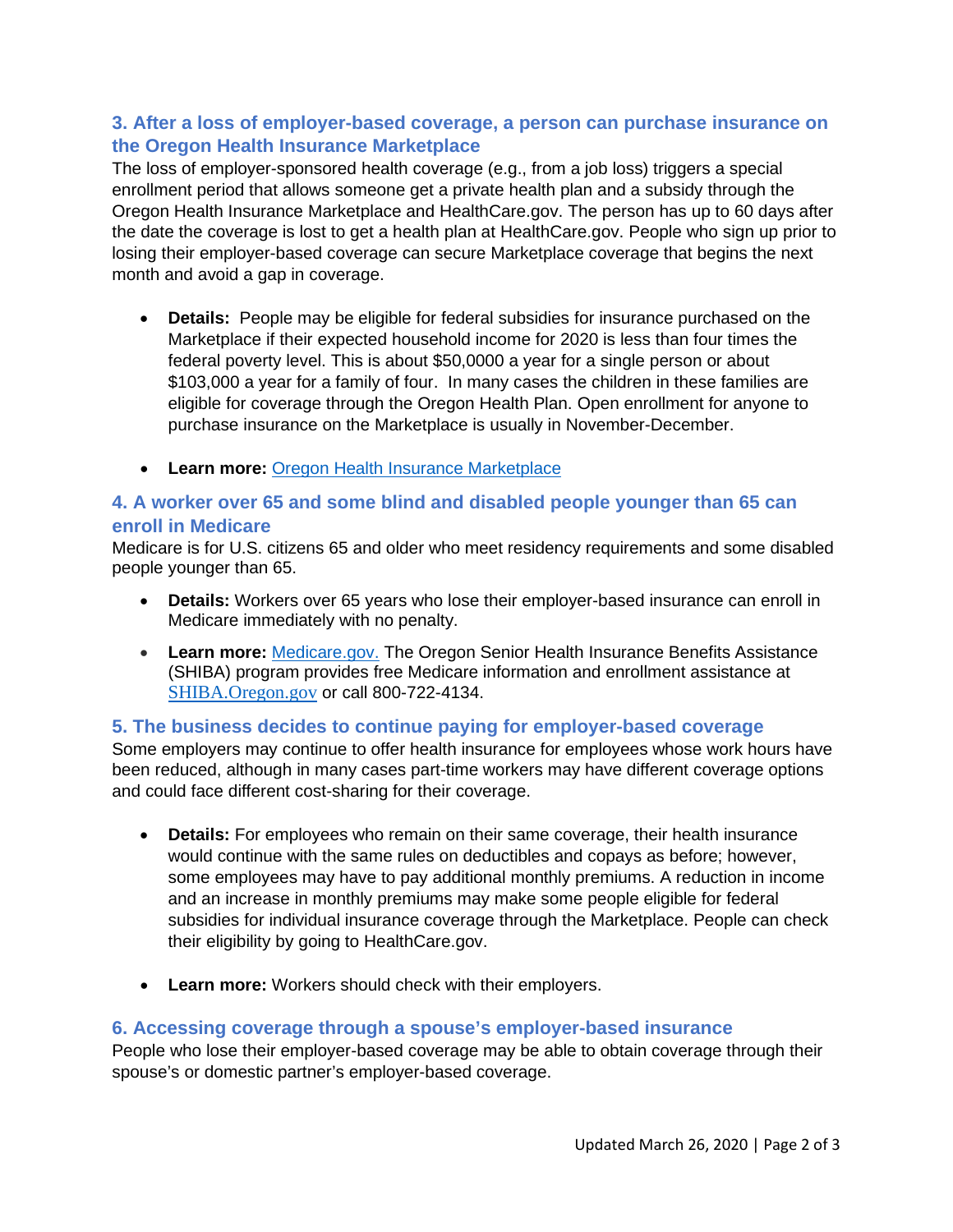### 3. After a loss of employer-based coverage, a person can purchase insurance on the Oregon Health Insurance Marketplace

The loss of employer-sponsored health coverage (e.g., from a job loss) triggers a special enrollment period that allows someone get a private health plan and a subsidy through the Oregon Health Insurance Marketplace and HealthCare.gov. The person has up to 60 days after the date the coverage is lost to get a health plan at HealthCare.gov. People who sign up prior to losing their employer-based coverage can secure Marketplace coverage that begins the next month and avoid a gap in coverage.

- **Details:** People may be eligible for federal subsidies for insurance purchased on the Marketplace if their expected household income for 2020 is less than four times the federal poverty level. This is about $50,0000 a year for a single person or about $103,000 a year for a family of four. In many cases the children in these families are eligible for coverage through the Oregon Health Plan. Open enrollment for anyone to purchase insurance on the Marketplace is usually in November-December.

- **Learn more:** Oregon Health Insurance Marketplace

### 4. A worker over 65 and some blind and disabled people younger than 65 can enroll in Medicare

Medicare is for U.S. citizens 65 and older who meet residency requirements and some disabled people younger than 65.

- **Details:** Workers over 65 years who lose their employer-based insurance can enroll in Medicare immediately with no penalty.
- **Learn more:** Medicare.gov. The Oregon Senior Health Insurance Benefits Assistance (SHIBA) program provides free Medicare information and enrollment assistance at SHIBA.Oregon.gov or call 800-722-4134.

### 5. The business decides to continue paying for employer-based coverage

Some employers may continue to offer health insurance for employees whose work hours have been reduced, although in many cases part-time workers may have different coverage options and could face different cost-sharing for their coverage.

- **Details:** For employees who remain on their same coverage, their health insurance would continue with the same rules on deductibles and copays as before; however, some employees may have to pay additional monthly premiums. A reduction in income and an increase in monthly premiums may make some people eligible for federal subsidies for individual insurance coverage through the Marketplace. People can check their eligibility by going to HealthCare.gov.

- **Learn more:** Workers should check with their employers.

### 6. Accessing coverage through a spouse's employer-based insurance

People who lose their employer-based coverage may be able to obtain coverage through their spouse's or domestic partner's employer-based coverage.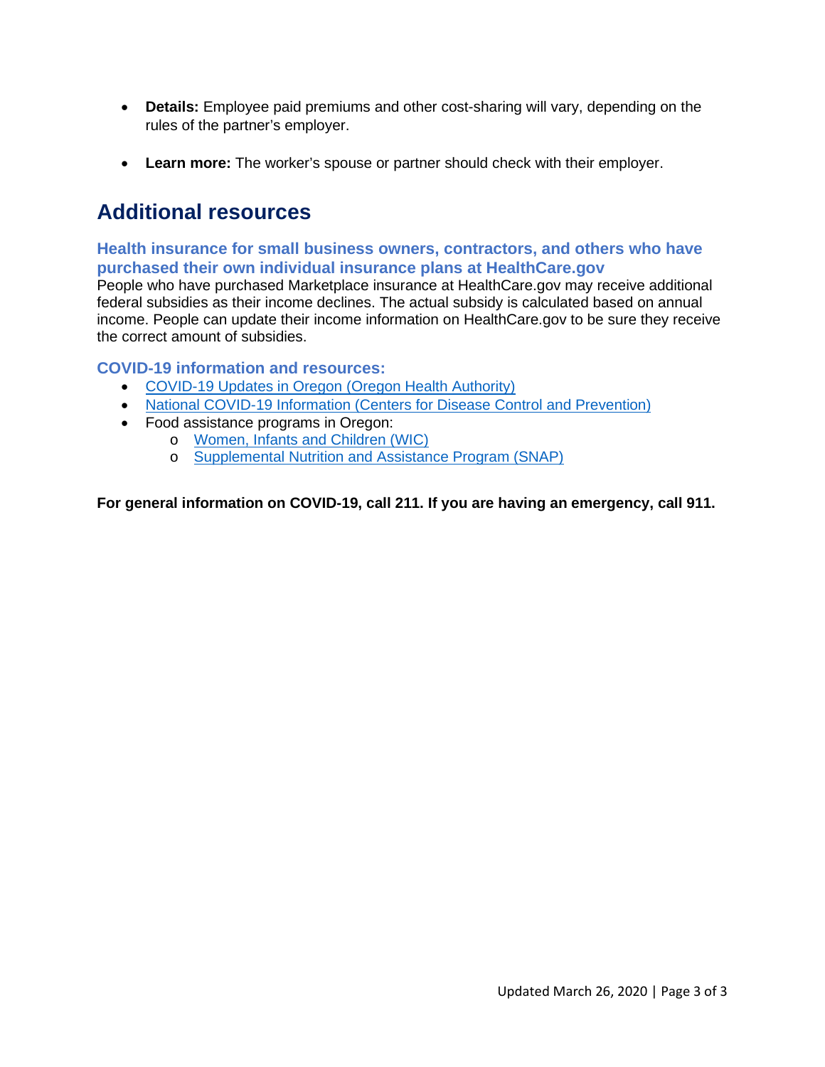- **Details:** Employee paid premiums and other cost-sharing will vary, depending on the rules of the partner's employer.

- **Learn more:** The worker's spouse or partner should check with their employer.

## Additional resources

### Health insurance for small business owners, contractors, and others who have purchased their own individual insurance plans at HealthCare.gov

People who have purchased Marketplace insurance at HealthCare.gov may receive additional federal subsidies as their income declines. The actual subsidy is calculated based on annual income. People can update their income information on HealthCare.gov to be sure they receive the correct amount of subsidies.

### COVID-19 information and resources:

- COVID-19 Updates in Oregon (Oregon Health Authority)
- National COVID-19 Information (Centers for Disease Control and Prevention)
- Food assistance programs in Oregon:
  - Women, Infants and Children (WIC)
  - Supplemental Nutrition and Assistance Program (SNAP)

**For general information on COVID-19, call 211. If you are having an emergency, call 911.**